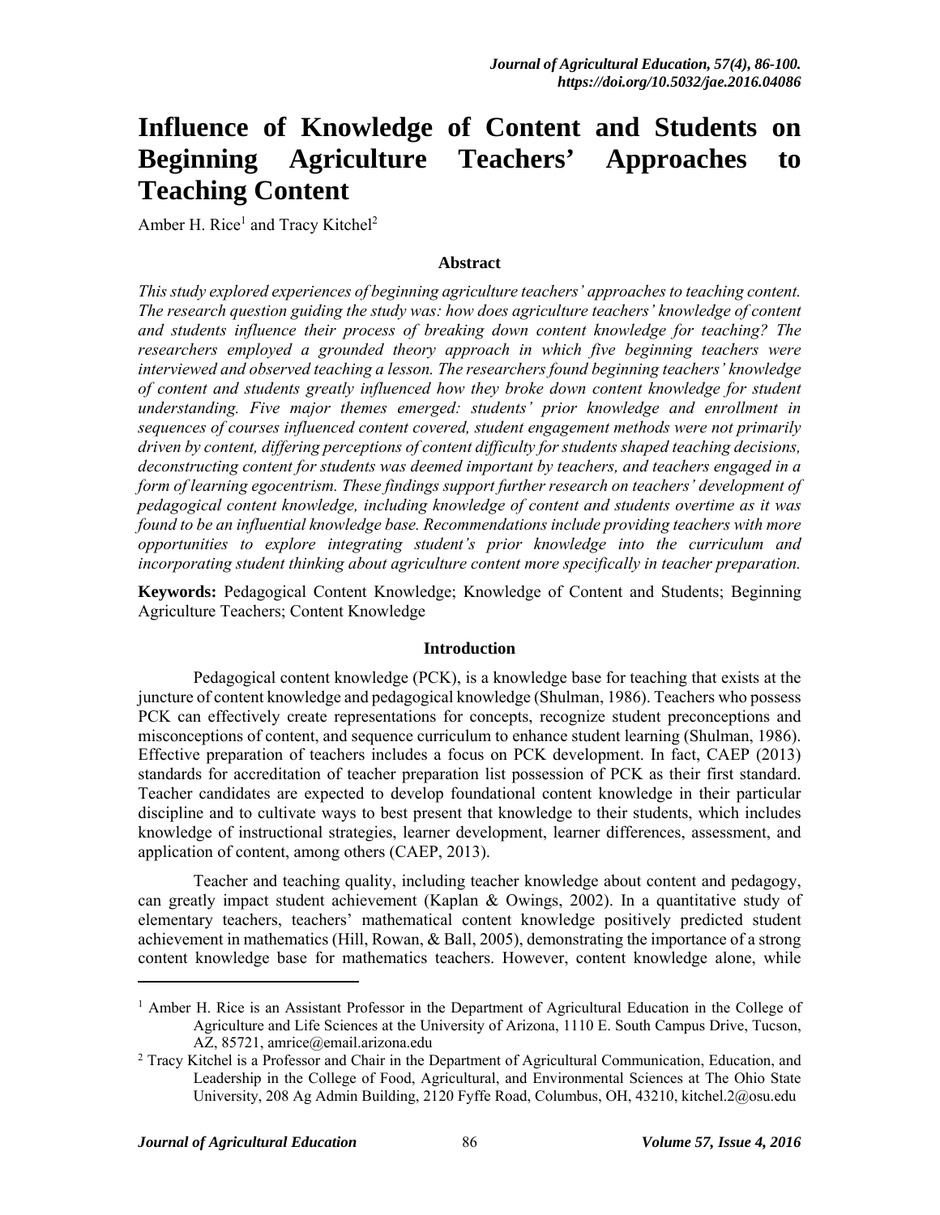# Influence of Knowledge of Content and Students on Beginning Agriculture Teachers' Approaches to Teaching Content

Amber H. Rice[1] and Tracy Kitchel[2]

### Abstract

*This study explored experiences of beginning agriculture teachers' approaches to teaching content. The research question guiding the study was: how does agriculture teachers' knowledge of content and students influence their process of breaking down content knowledge for teaching? The researchers employed a grounded theory approach in which five beginning teachers were interviewed and observed teaching a lesson. The researchers found beginning teachers' knowledge of content and students greatly influenced how they broke down content knowledge for student understanding. Five major themes emerged: students' prior knowledge and enrollment in sequences of courses influenced content covered, student engagement methods were not primarily driven by content, differing perceptions of content difficulty for students shaped teaching decisions, deconstructing content for students was deemed important by teachers, and teachers engaged in a form of learning egocentrism. These findings support further research on teachers' development of pedagogical content knowledge, including knowledge of content and students overtime as it was found to be an influential knowledge base. Recommendations include providing teachers with more opportunities to explore integrating student's prior knowledge into the curriculum and incorporating student thinking about agriculture content more specifically in teacher preparation.*

**Keywords:** Pedagogical Content Knowledge; Knowledge of Content and Students; Beginning Agriculture Teachers; Content Knowledge

### Introduction

Pedagogical content knowledge (PCK), is a knowledge base for teaching that exists at the juncture of content knowledge and pedagogical knowledge (Shulman, 1986). Teachers who possess PCK can effectively create representations for concepts, recognize student preconceptions and misconceptions of content, and sequence curriculum to enhance student learning (Shulman, 1986). Effective preparation of teachers includes a focus on PCK development. In fact, CAEP (2013) standards for accreditation of teacher preparation list possession of PCK as their first standard. Teacher candidates are expected to develop foundational content knowledge in their particular discipline and to cultivate ways to best present that knowledge to their students, which includes knowledge of instructional strategies, learner development, learner differences, assessment, and application of content, among others (CAEP, 2013).

Teacher and teaching quality, including teacher knowledge about content and pedagogy, can greatly impact student achievement (Kaplan & Owings, 2002). In a quantitative study of elementary teachers, teachers' mathematical content knowledge positively predicted student achievement in mathematics (Hill, Rowan, & Ball, 2005), demonstrating the importance of a strong content knowledge base for mathematics teachers. However, content knowledge alone, while

---

[1] Amber H. Rice is an Assistant Professor in the Department of Agricultural Education in the College of Agriculture and Life Sciences at the University of Arizona, 1110 E. South Campus Drive, Tucson, AZ, 85721, amrice@email.arizona.edu

[2] Tracy Kitchel is a Professor and Chair in the Department of Agricultural Communication, Education, and Leadership in the College of Food, Agricultural, and Environmental Sciences at The Ohio State University, 208 Ag Admin Building, 2120 Fyffe Road, Columbus, OH, 43210, kitchel.2@osu.edu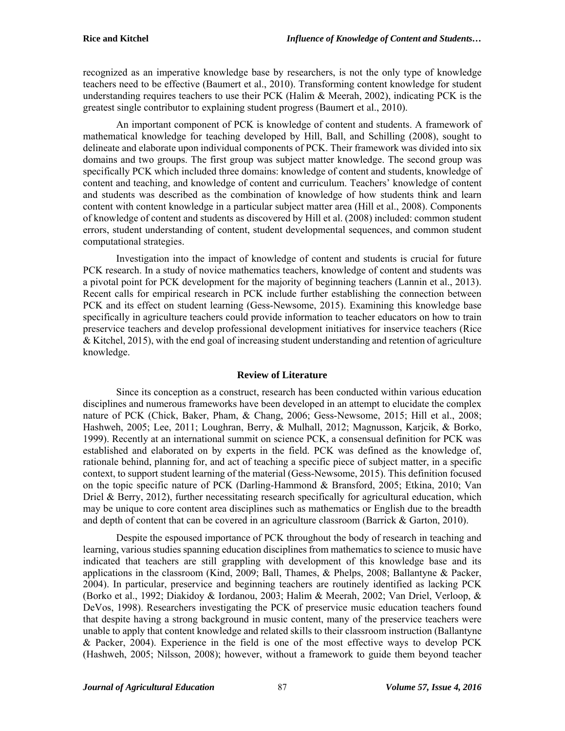recognized as an imperative knowledge base by researchers, is not the only type of knowledge teachers need to be effective (Baumert et al., 2010). Transforming content knowledge for student understanding requires teachers to use their PCK (Halim & Meerah, 2002), indicating PCK is the greatest single contributor to explaining student progress (Baumert et al., 2010).

An important component of PCK is knowledge of content and students. A framework of mathematical knowledge for teaching developed by Hill, Ball, and Schilling (2008), sought to delineate and elaborate upon individual components of PCK. Their framework was divided into six domains and two groups. The first group was subject matter knowledge. The second group was specifically PCK which included three domains: knowledge of content and students, knowledge of content and teaching, and knowledge of content and curriculum. Teachers' knowledge of content and students was described as the combination of knowledge of how students think and learn content with content knowledge in a particular subject matter area (Hill et al., 2008). Components of knowledge of content and students as discovered by Hill et al. (2008) included: common student errors, student understanding of content, student developmental sequences, and common student computational strategies.

Investigation into the impact of knowledge of content and students is crucial for future PCK research. In a study of novice mathematics teachers, knowledge of content and students was a pivotal point for PCK development for the majority of beginning teachers (Lannin et al., 2013). Recent calls for empirical research in PCK include further establishing the connection between PCK and its effect on student learning (Gess-Newsome, 2015). Examining this knowledge base specifically in agriculture teachers could provide information to teacher educators on how to train preservice teachers and develop professional development initiatives for inservice teachers (Rice & Kitchel, 2015), with the end goal of increasing student understanding and retention of agriculture knowledge.

## Review of Literature

Since its conception as a construct, research has been conducted within various education disciplines and numerous frameworks have been developed in an attempt to elucidate the complex nature of PCK (Chick, Baker, Pham, & Chang, 2006; Gess-Newsome, 2015; Hill et al., 2008; Hashweh, 2005; Lee, 2011; Loughran, Berry, & Mulhall, 2012; Magnusson, Karjcik, & Borko, 1999). Recently at an international summit on science PCK, a consensual definition for PCK was established and elaborated on by experts in the field. PCK was defined as the knowledge of, rationale behind, planning for, and act of teaching a specific piece of subject matter, in a specific context, to support student learning of the material (Gess-Newsome, 2015). This definition focused on the topic specific nature of PCK (Darling-Hammond & Bransford, 2005; Etkina, 2010; Van Driel & Berry, 2012), further necessitating research specifically for agricultural education, which may be unique to core content area disciplines such as mathematics or English due to the breadth and depth of content that can be covered in an agriculture classroom (Barrick & Garton, 2010).

Despite the espoused importance of PCK throughout the body of research in teaching and learning, various studies spanning education disciplines from mathematics to science to music have indicated that teachers are still grappling with development of this knowledge base and its applications in the classroom (Kind, 2009; Ball, Thames, & Phelps, 2008; Ballantyne & Packer, 2004). In particular, preservice and beginning teachers are routinely identified as lacking PCK (Borko et al., 1992; Diakidoy & Iordanou, 2003; Halim & Meerah, 2002; Van Driel, Verloop, & DeVos, 1998). Researchers investigating the PCK of preservice music education teachers found that despite having a strong background in music content, many of the preservice teachers were unable to apply that content knowledge and related skills to their classroom instruction (Ballantyne & Packer, 2004). Experience in the field is one of the most effective ways to develop PCK (Hashweh, 2005; Nilsson, 2008); however, without a framework to guide them beyond teacher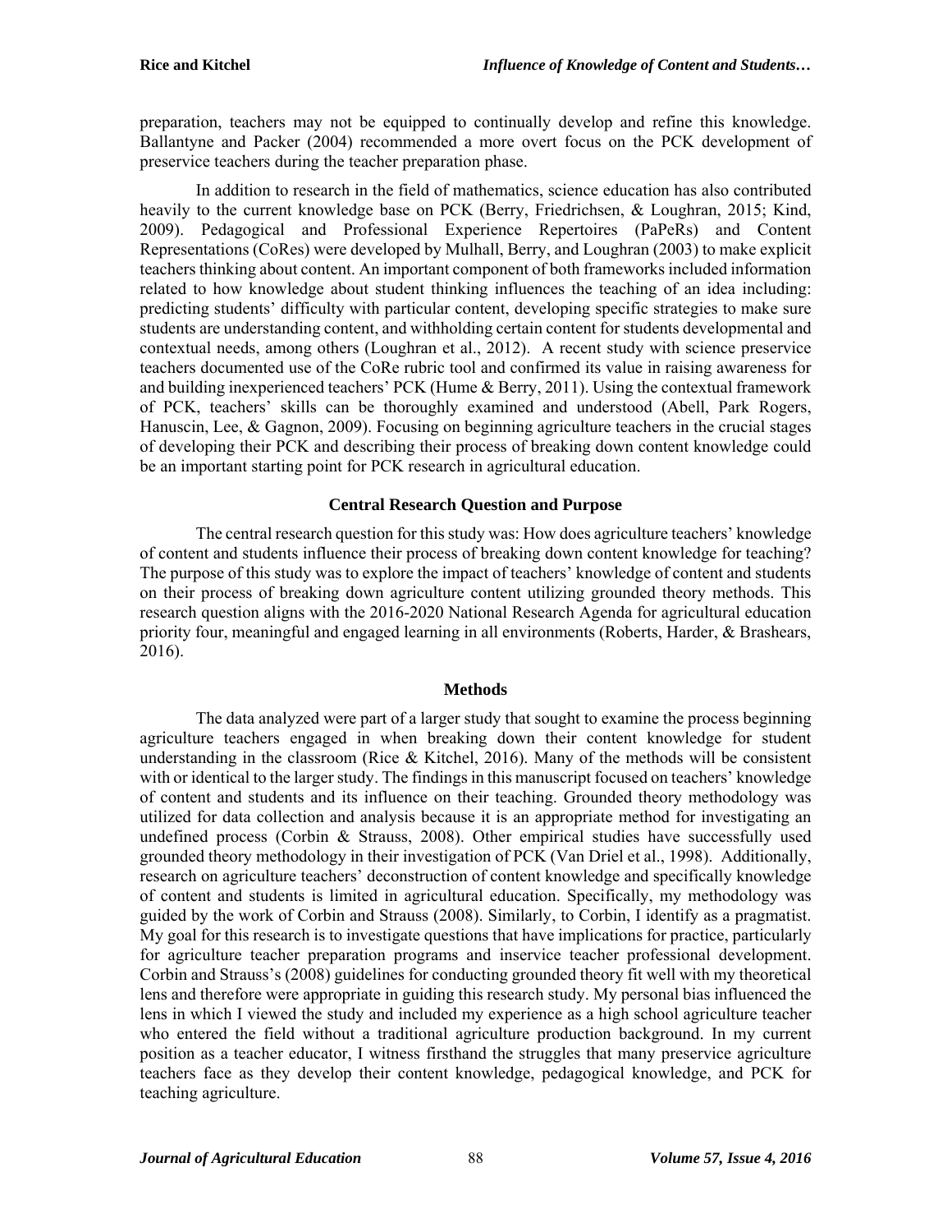preparation, teachers may not be equipped to continually develop and refine this knowledge. Ballantyne and Packer (2004) recommended a more overt focus on the PCK development of preservice teachers during the teacher preparation phase.

In addition to research in the field of mathematics, science education has also contributed heavily to the current knowledge base on PCK (Berry, Friedrichsen, & Loughran, 2015; Kind, 2009). Pedagogical and Professional Experience Repertoires (PaPeRs) and Content Representations (CoRes) were developed by Mulhall, Berry, and Loughran (2003) to make explicit teachers thinking about content. An important component of both frameworks included information related to how knowledge about student thinking influences the teaching of an idea including: predicting students' difficulty with particular content, developing specific strategies to make sure students are understanding content, and withholding certain content for students developmental and contextual needs, among others (Loughran et al., 2012). A recent study with science preservice teachers documented use of the CoRe rubric tool and confirmed its value in raising awareness for and building inexperienced teachers' PCK (Hume & Berry, 2011). Using the contextual framework of PCK, teachers' skills can be thoroughly examined and understood (Abell, Park Rogers, Hanuscin, Lee, & Gagnon, 2009). Focusing on beginning agriculture teachers in the crucial stages of developing their PCK and describing their process of breaking down content knowledge could be an important starting point for PCK research in agricultural education.

## Central Research Question and Purpose

The central research question for this study was: How does agriculture teachers' knowledge of content and students influence their process of breaking down content knowledge for teaching? The purpose of this study was to explore the impact of teachers' knowledge of content and students on their process of breaking down agriculture content utilizing grounded theory methods. This research question aligns with the 2016-2020 National Research Agenda for agricultural education priority four, meaningful and engaged learning in all environments (Roberts, Harder, & Brashears, 2016).

## Methods

The data analyzed were part of a larger study that sought to examine the process beginning agriculture teachers engaged in when breaking down their content knowledge for student understanding in the classroom (Rice & Kitchel, 2016). Many of the methods will be consistent with or identical to the larger study. The findings in this manuscript focused on teachers' knowledge of content and students and its influence on their teaching. Grounded theory methodology was utilized for data collection and analysis because it is an appropriate method for investigating an undefined process (Corbin & Strauss, 2008). Other empirical studies have successfully used grounded theory methodology in their investigation of PCK (Van Driel et al., 1998). Additionally, research on agriculture teachers' deconstruction of content knowledge and specifically knowledge of content and students is limited in agricultural education. Specifically, my methodology was guided by the work of Corbin and Strauss (2008). Similarly, to Corbin, I identify as a pragmatist. My goal for this research is to investigate questions that have implications for practice, particularly for agriculture teacher preparation programs and inservice teacher professional development. Corbin and Strauss's (2008) guidelines for conducting grounded theory fit well with my theoretical lens and therefore were appropriate in guiding this research study. My personal bias influenced the lens in which I viewed the study and included my experience as a high school agriculture teacher who entered the field without a traditional agriculture production background. In my current position as a teacher educator, I witness firsthand the struggles that many preservice agriculture teachers face as they develop their content knowledge, pedagogical knowledge, and PCK for teaching agriculture.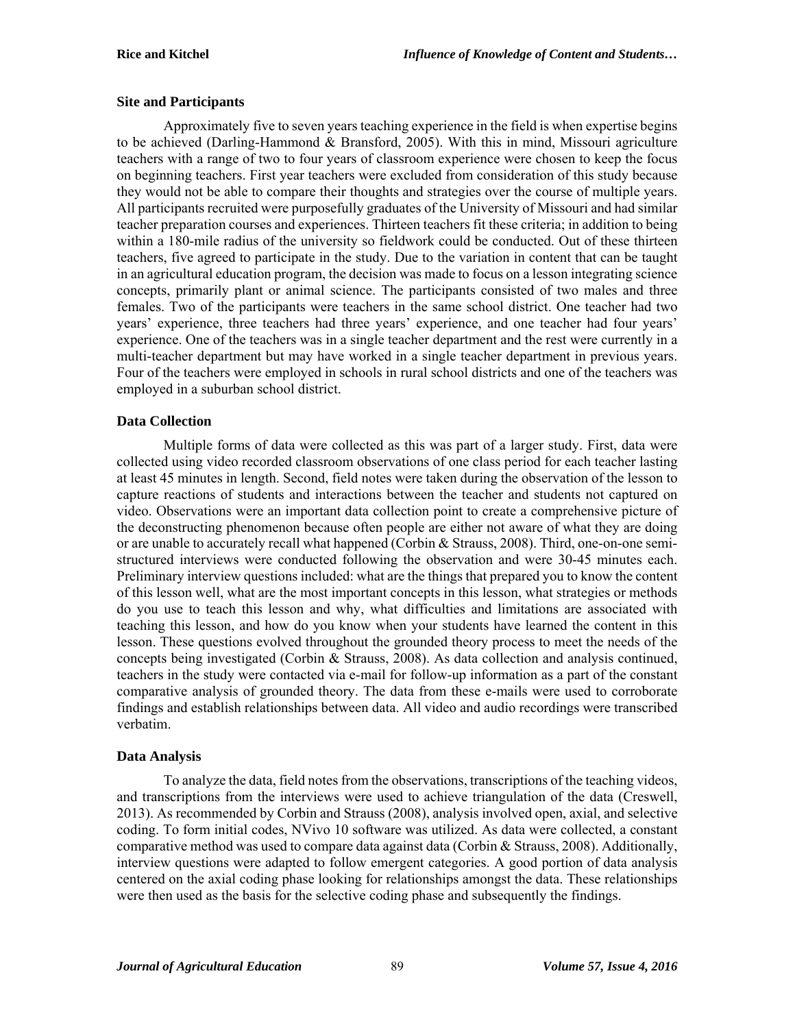## Site and Participants

Approximately five to seven years teaching experience in the field is when expertise begins to be achieved (Darling-Hammond & Bransford, 2005). With this in mind, Missouri agriculture teachers with a range of two to four years of classroom experience were chosen to keep the focus on beginning teachers. First year teachers were excluded from consideration of this study because they would not be able to compare their thoughts and strategies over the course of multiple years. All participants recruited were purposefully graduates of the University of Missouri and had similar teacher preparation courses and experiences. Thirteen teachers fit these criteria; in addition to being within a 180-mile radius of the university so fieldwork could be conducted. Out of these thirteen teachers, five agreed to participate in the study. Due to the variation in content that can be taught in an agricultural education program, the decision was made to focus on a lesson integrating science concepts, primarily plant or animal science. The participants consisted of two males and three females. Two of the participants were teachers in the same school district. One teacher had two years' experience, three teachers had three years' experience, and one teacher had four years' experience. One of the teachers was in a single teacher department and the rest were currently in a multi-teacher department but may have worked in a single teacher department in previous years. Four of the teachers were employed in schools in rural school districts and one of the teachers was employed in a suburban school district.

## Data Collection

Multiple forms of data were collected as this was part of a larger study. First, data were collected using video recorded classroom observations of one class period for each teacher lasting at least 45 minutes in length. Second, field notes were taken during the observation of the lesson to capture reactions of students and interactions between the teacher and students not captured on video. Observations were an important data collection point to create a comprehensive picture of the deconstructing phenomenon because often people are either not aware of what they are doing or are unable to accurately recall what happened (Corbin & Strauss, 2008). Third, one-on-one semi-structured interviews were conducted following the observation and were 30-45 minutes each. Preliminary interview questions included: what are the things that prepared you to know the content of this lesson well, what are the most important concepts in this lesson, what strategies or methods do you use to teach this lesson and why, what difficulties and limitations are associated with teaching this lesson, and how do you know when your students have learned the content in this lesson. These questions evolved throughout the grounded theory process to meet the needs of the concepts being investigated (Corbin & Strauss, 2008). As data collection and analysis continued, teachers in the study were contacted via e-mail for follow-up information as a part of the constant comparative analysis of grounded theory. The data from these e-mails were used to corroborate findings and establish relationships between data. All video and audio recordings were transcribed verbatim.

## Data Analysis

To analyze the data, field notes from the observations, transcriptions of the teaching videos, and transcriptions from the interviews were used to achieve triangulation of the data (Creswell, 2013). As recommended by Corbin and Strauss (2008), analysis involved open, axial, and selective coding. To form initial codes, NVivo 10 software was utilized. As data were collected, a constant comparative method was used to compare data against data (Corbin & Strauss, 2008). Additionally, interview questions were adapted to follow emergent categories. A good portion of data analysis centered on the axial coding phase looking for relationships amongst the data. These relationships were then used as the basis for the selective coding phase and subsequently the findings.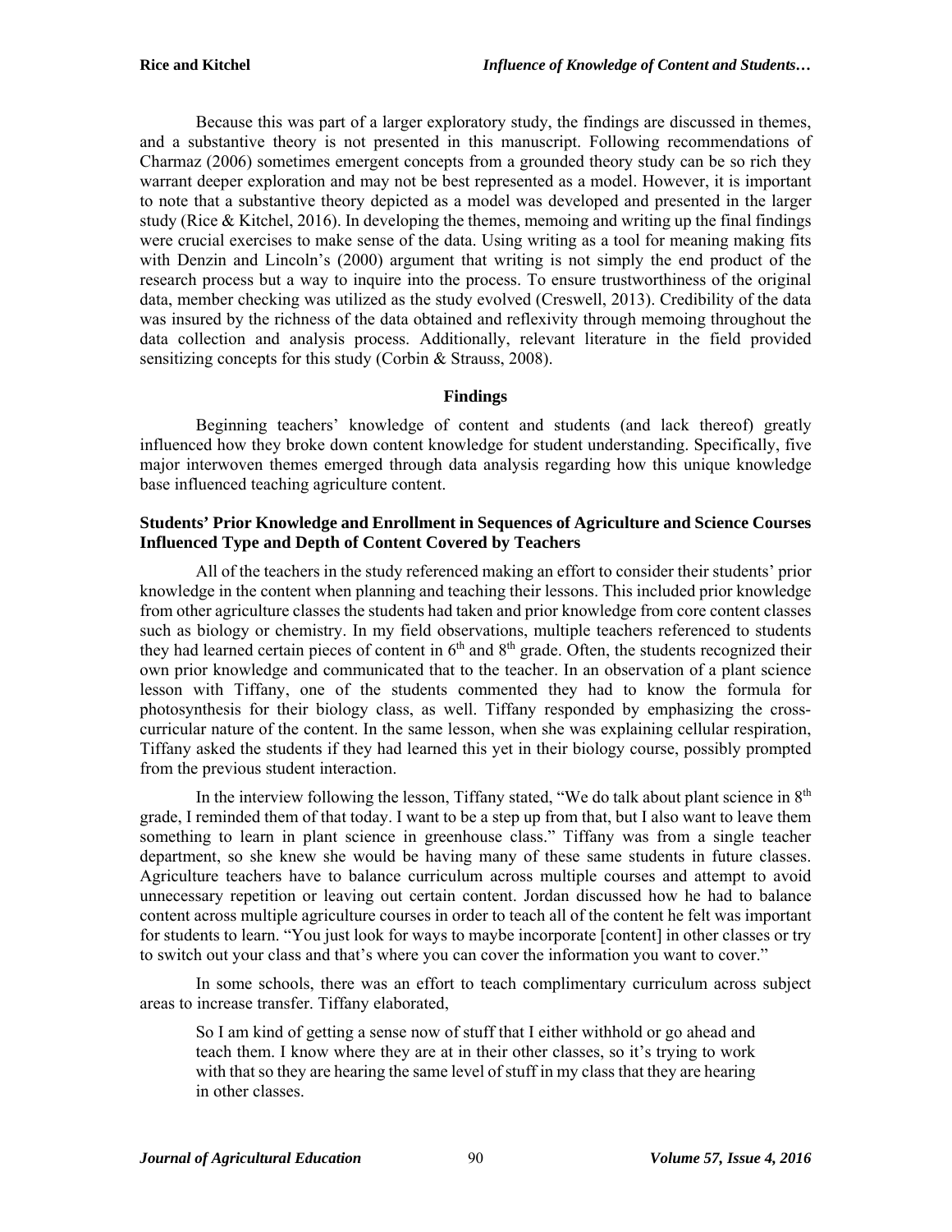Because this was part of a larger exploratory study, the findings are discussed in themes, and a substantive theory is not presented in this manuscript. Following recommendations of Charmaz (2006) sometimes emergent concepts from a grounded theory study can be so rich they warrant deeper exploration and may not be best represented as a model. However, it is important to note that a substantive theory depicted as a model was developed and presented in the larger study (Rice & Kitchel, 2016). In developing the themes, memoing and writing up the final findings were crucial exercises to make sense of the data. Using writing as a tool for meaning making fits with Denzin and Lincoln's (2000) argument that writing is not simply the end product of the research process but a way to inquire into the process. To ensure trustworthiness of the original data, member checking was utilized as the study evolved (Creswell, 2013). Credibility of the data was insured by the richness of the data obtained and reflexivity through memoing throughout the data collection and analysis process. Additionally, relevant literature in the field provided sensitizing concepts for this study (Corbin & Strauss, 2008).

## Findings

Beginning teachers' knowledge of content and students (and lack thereof) greatly influenced how they broke down content knowledge for student understanding. Specifically, five major interwoven themes emerged through data analysis regarding how this unique knowledge base influenced teaching agriculture content.

### Students' Prior Knowledge and Enrollment in Sequences of Agriculture and Science Courses Influenced Type and Depth of Content Covered by Teachers

All of the teachers in the study referenced making an effort to consider their students' prior knowledge in the content when planning and teaching their lessons. This included prior knowledge from other agriculture classes the students had taken and prior knowledge from core content classes such as biology or chemistry. In my field observations, multiple teachers referenced to students they had learned certain pieces of content in 6th and 8th grade. Often, the students recognized their own prior knowledge and communicated that to the teacher. In an observation of a plant science lesson with Tiffany, one of the students commented they had to know the formula for photosynthesis for their biology class, as well. Tiffany responded by emphasizing the cross-curricular nature of the content. In the same lesson, when she was explaining cellular respiration, Tiffany asked the students if they had learned this yet in their biology course, possibly prompted from the previous student interaction.

In the interview following the lesson, Tiffany stated, "We do talk about plant science in 8th grade, I reminded them of that today. I want to be a step up from that, but I also want to leave them something to learn in plant science in greenhouse class." Tiffany was from a single teacher department, so she knew she would be having many of these same students in future classes. Agriculture teachers have to balance curriculum across multiple courses and attempt to avoid unnecessary repetition or leaving out certain content. Jordan discussed how he had to balance content across multiple agriculture courses in order to teach all of the content he felt was important for students to learn. "You just look for ways to maybe incorporate [content] in other classes or try to switch out your class and that's where you can cover the information you want to cover."

In some schools, there was an effort to teach complimentary curriculum across subject areas to increase transfer. Tiffany elaborated,

> So I am kind of getting a sense now of stuff that I either withhold or go ahead and teach them. I know where they are at in their other classes, so it's trying to work with that so they are hearing the same level of stuff in my class that they are hearing in other classes.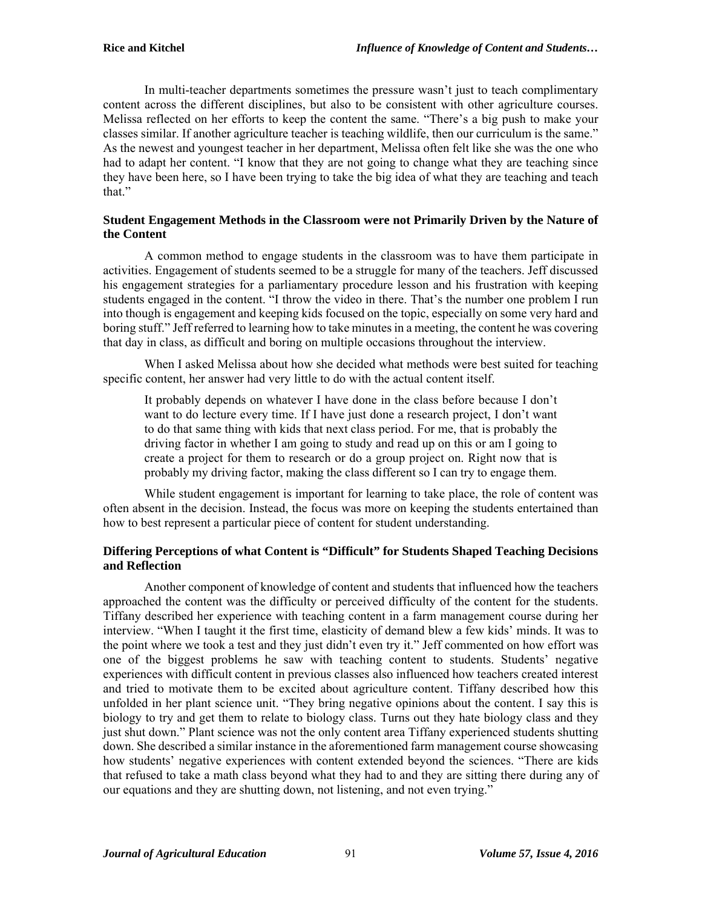In multi-teacher departments sometimes the pressure wasn't just to teach complimentary content across the different disciplines, but also to be consistent with other agriculture courses. Melissa reflected on her efforts to keep the content the same. "There's a big push to make your classes similar. If another agriculture teacher is teaching wildlife, then our curriculum is the same." As the newest and youngest teacher in her department, Melissa often felt like she was the one who had to adapt her content. "I know that they are not going to change what they are teaching since they have been here, so I have been trying to take the big idea of what they are teaching and teach that."

### Student Engagement Methods in the Classroom were not Primarily Driven by the Nature of the Content

A common method to engage students in the classroom was to have them participate in activities. Engagement of students seemed to be a struggle for many of the teachers. Jeff discussed his engagement strategies for a parliamentary procedure lesson and his frustration with keeping students engaged in the content. "I throw the video in there. That's the number one problem I run into though is engagement and keeping kids focused on the topic, especially on some very hard and boring stuff." Jeff referred to learning how to take minutes in a meeting, the content he was covering that day in class, as difficult and boring on multiple occasions throughout the interview.

When I asked Melissa about how she decided what methods were best suited for teaching specific content, her answer had very little to do with the actual content itself.

> It probably depends on whatever I have done in the class before because I don't want to do lecture every time. If I have just done a research project, I don't want to do that same thing with kids that next class period. For me, that is probably the driving factor in whether I am going to study and read up on this or am I going to create a project for them to research or do a group project on. Right now that is probably my driving factor, making the class different so I can try to engage them.

While student engagement is important for learning to take place, the role of content was often absent in the decision. Instead, the focus was more on keeping the students entertained than how to best represent a particular piece of content for student understanding.

### Differing Perceptions of what Content is "Difficult" for Students Shaped Teaching Decisions and Reflection

Another component of knowledge of content and students that influenced how the teachers approached the content was the difficulty or perceived difficulty of the content for the students. Tiffany described her experience with teaching content in a farm management course during her interview. "When I taught it the first time, elasticity of demand blew a few kids' minds. It was to the point where we took a test and they just didn't even try it." Jeff commented on how effort was one of the biggest problems he saw with teaching content to students. Students' negative experiences with difficult content in previous classes also influenced how teachers created interest and tried to motivate them to be excited about agriculture content. Tiffany described how this unfolded in her plant science unit. "They bring negative opinions about the content. I say this is biology to try and get them to relate to biology class. Turns out they hate biology class and they just shut down." Plant science was not the only content area Tiffany experienced students shutting down. She described a similar instance in the aforementioned farm management course showcasing how students' negative experiences with content extended beyond the sciences. "There are kids that refused to take a math class beyond what they had to and they are sitting there during any of our equations and they are shutting down, not listening, and not even trying."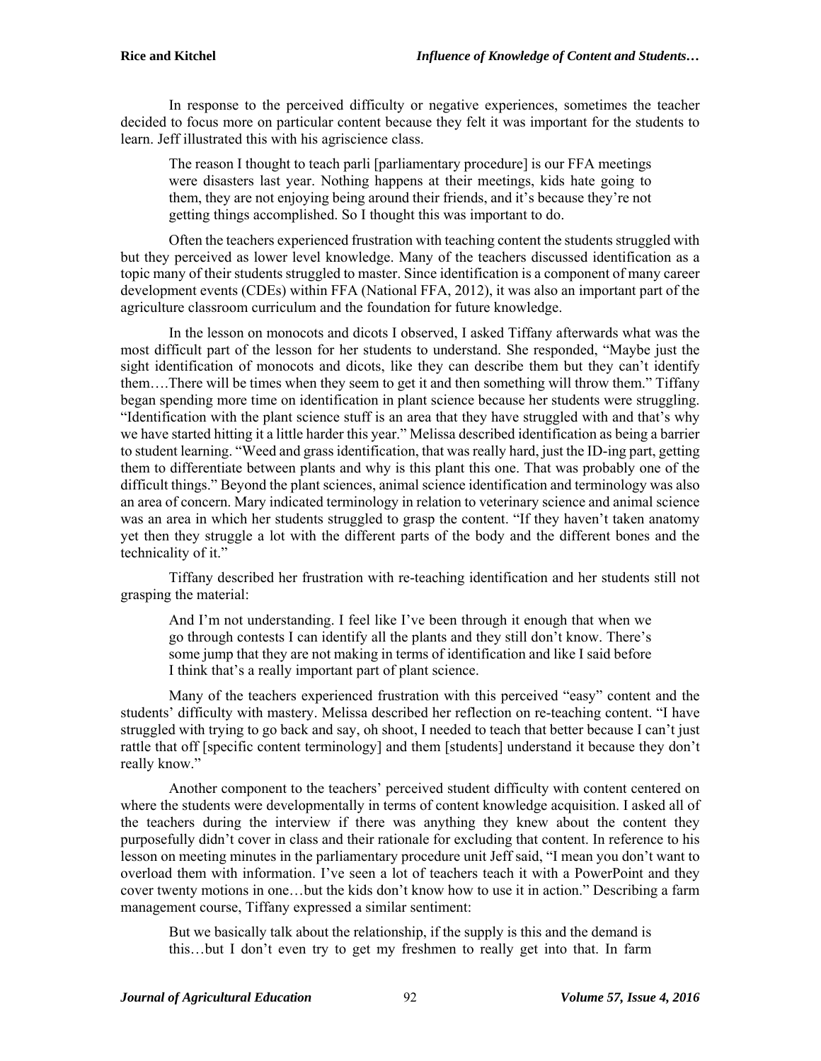In response to the perceived difficulty or negative experiences, sometimes the teacher decided to focus more on particular content because they felt it was important for the students to learn. Jeff illustrated this with his agriscience class.

> The reason I thought to teach parli [parliamentary procedure] is our FFA meetings were disasters last year. Nothing happens at their meetings, kids hate going to them, they are not enjoying being around their friends, and it's because they're not getting things accomplished. So I thought this was important to do.

Often the teachers experienced frustration with teaching content the students struggled with but they perceived as lower level knowledge. Many of the teachers discussed identification as a topic many of their students struggled to master. Since identification is a component of many career development events (CDEs) within FFA (National FFA, 2012), it was also an important part of the agriculture classroom curriculum and the foundation for future knowledge.

In the lesson on monocots and dicots I observed, I asked Tiffany afterwards what was the most difficult part of the lesson for her students to understand. She responded, "Maybe just the sight identification of monocots and dicots, like they can describe them but they can't identify them….There will be times when they seem to get it and then something will throw them." Tiffany began spending more time on identification in plant science because her students were struggling. "Identification with the plant science stuff is an area that they have struggled with and that's why we have started hitting it a little harder this year." Melissa described identification as being a barrier to student learning. "Weed and grass identification, that was really hard, just the ID-ing part, getting them to differentiate between plants and why is this plant this one. That was probably one of the difficult things." Beyond the plant sciences, animal science identification and terminology was also an area of concern. Mary indicated terminology in relation to veterinary science and animal science was an area in which her students struggled to grasp the content. "If they haven't taken anatomy yet then they struggle a lot with the different parts of the body and the different bones and the technicality of it."

Tiffany described her frustration with re-teaching identification and her students still not grasping the material:

> And I'm not understanding. I feel like I've been through it enough that when we go through contests I can identify all the plants and they still don't know. There's some jump that they are not making in terms of identification and like I said before I think that's a really important part of plant science.

Many of the teachers experienced frustration with this perceived "easy" content and the students' difficulty with mastery. Melissa described her reflection on re-teaching content. "I have struggled with trying to go back and say, oh shoot, I needed to teach that better because I can't just rattle that off [specific content terminology] and them [students] understand it because they don't really know."

Another component to the teachers' perceived student difficulty with content centered on where the students were developmentally in terms of content knowledge acquisition. I asked all of the teachers during the interview if there was anything they knew about the content they purposefully didn't cover in class and their rationale for excluding that content. In reference to his lesson on meeting minutes in the parliamentary procedure unit Jeff said, "I mean you don't want to overload them with information. I've seen a lot of teachers teach it with a PowerPoint and they cover twenty motions in one…but the kids don't know how to use it in action." Describing a farm management course, Tiffany expressed a similar sentiment:

> But we basically talk about the relationship, if the supply is this and the demand is this…but I don't even try to get my freshmen to really get into that. In farm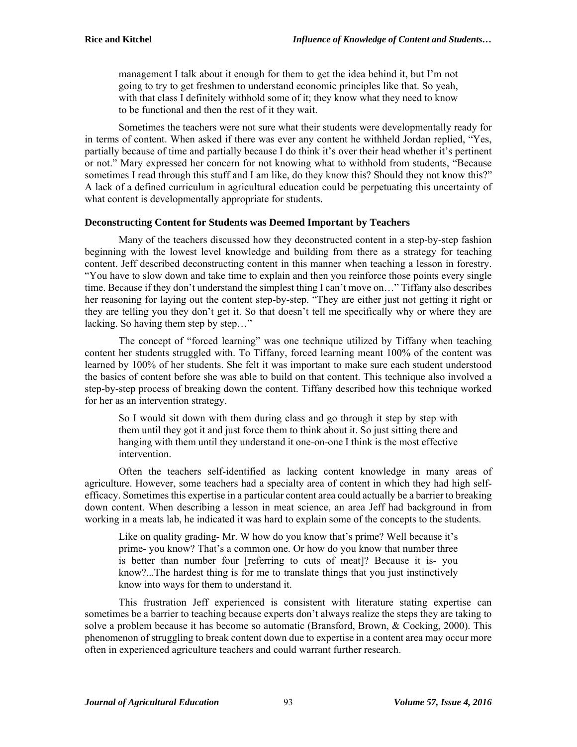> management I talk about it enough for them to get the idea behind it, but I'm not going to try to get freshmen to understand economic principles like that. So yeah, with that class I definitely withhold some of it; they know what they need to know to be functional and then the rest of it they wait.

Sometimes the teachers were not sure what their students were developmentally ready for in terms of content. When asked if there was ever any content he withheld Jordan replied, "Yes, partially because of time and partially because I do think it's over their head whether it's pertinent or not." Mary expressed her concern for not knowing what to withhold from students, "Because sometimes I read through this stuff and I am like, do they know this? Should they not know this?" A lack of a defined curriculum in agricultural education could be perpetuating this uncertainty of what content is developmentally appropriate for students.

### Deconstructing Content for Students was Deemed Important by Teachers

Many of the teachers discussed how they deconstructed content in a step-by-step fashion beginning with the lowest level knowledge and building from there as a strategy for teaching content. Jeff described deconstructing content in this manner when teaching a lesson in forestry. "You have to slow down and take time to explain and then you reinforce those points every single time. Because if they don't understand the simplest thing I can't move on…" Tiffany also describes her reasoning for laying out the content step-by-step. "They are either just not getting it right or they are telling you they don't get it. So that doesn't tell me specifically why or where they are lacking. So having them step by step…"

The concept of "forced learning" was one technique utilized by Tiffany when teaching content her students struggled with. To Tiffany, forced learning meant 100% of the content was learned by 100% of her students. She felt it was important to make sure each student understood the basics of content before she was able to build on that content. This technique also involved a step-by-step process of breaking down the content. Tiffany described how this technique worked for her as an intervention strategy.

> So I would sit down with them during class and go through it step by step with them until they got it and just force them to think about it. So just sitting there and hanging with them until they understand it one-on-one I think is the most effective intervention.

Often the teachers self-identified as lacking content knowledge in many areas of agriculture. However, some teachers had a specialty area of content in which they had high self-efficacy. Sometimes this expertise in a particular content area could actually be a barrier to breaking down content. When describing a lesson in meat science, an area Jeff had background in from working in a meats lab, he indicated it was hard to explain some of the concepts to the students.

> Like on quality grading- Mr. W how do you know that's prime? Well because it's prime- you know? That's a common one. Or how do you know that number three is better than number four [referring to cuts of meat]? Because it is- you know?...The hardest thing is for me to translate things that you just instinctively know into ways for them to understand it.

This frustration Jeff experienced is consistent with literature stating expertise can sometimes be a barrier to teaching because experts don't always realize the steps they are taking to solve a problem because it has become so automatic (Bransford, Brown, & Cocking, 2000). This phenomenon of struggling to break content down due to expertise in a content area may occur more often in experienced agriculture teachers and could warrant further research.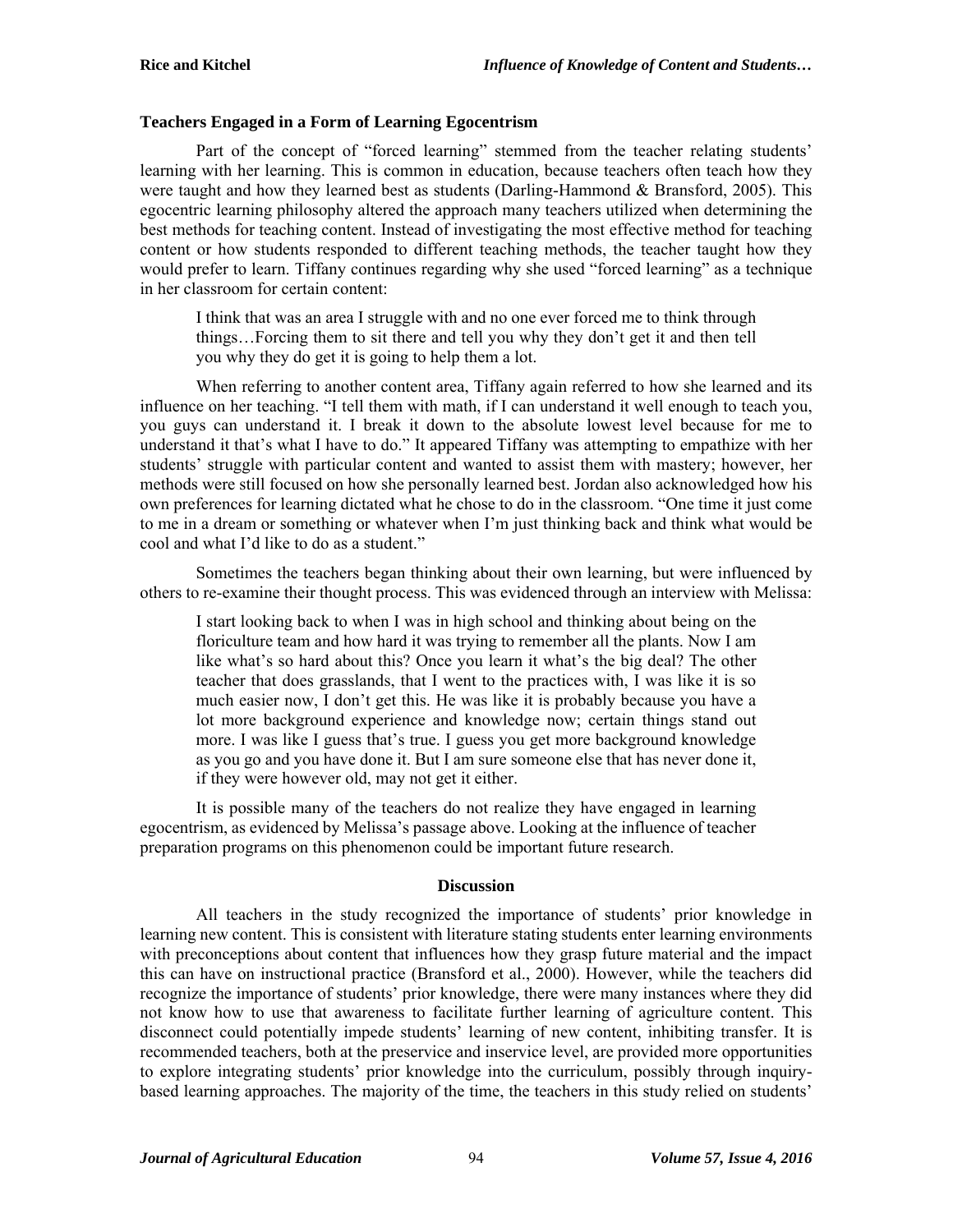### Teachers Engaged in a Form of Learning Egocentrism

Part of the concept of "forced learning" stemmed from the teacher relating students' learning with her learning. This is common in education, because teachers often teach how they were taught and how they learned best as students (Darling-Hammond & Bransford, 2005). This egocentric learning philosophy altered the approach many teachers utilized when determining the best methods for teaching content. Instead of investigating the most effective method for teaching content or how students responded to different teaching methods, the teacher taught how they would prefer to learn. Tiffany continues regarding why she used "forced learning" as a technique in her classroom for certain content:

> I think that was an area I struggle with and no one ever forced me to think through things…Forcing them to sit there and tell you why they don't get it and then tell you why they do get it is going to help them a lot.

When referring to another content area, Tiffany again referred to how she learned and its influence on her teaching. "I tell them with math, if I can understand it well enough to teach you, you guys can understand it. I break it down to the absolute lowest level because for me to understand it that's what I have to do." It appeared Tiffany was attempting to empathize with her students' struggle with particular content and wanted to assist them with mastery; however, her methods were still focused on how she personally learned best. Jordan also acknowledged how his own preferences for learning dictated what he chose to do in the classroom. "One time it just come to me in a dream or something or whatever when I'm just thinking back and think what would be cool and what I'd like to do as a student."

Sometimes the teachers began thinking about their own learning, but were influenced by others to re-examine their thought process. This was evidenced through an interview with Melissa:

> I start looking back to when I was in high school and thinking about being on the floriculture team and how hard it was trying to remember all the plants. Now I am like what's so hard about this? Once you learn it what's the big deal? The other teacher that does grasslands, that I went to the practices with, I was like it is so much easier now, I don't get this. He was like it is probably because you have a lot more background experience and knowledge now; certain things stand out more. I was like I guess that's true. I guess you get more background knowledge as you go and you have done it. But I am sure someone else that has never done it, if they were however old, may not get it either.

It is possible many of the teachers do not realize they have engaged in learning egocentrism, as evidenced by Melissa's passage above. Looking at the influence of teacher preparation programs on this phenomenon could be important future research.

## Discussion

All teachers in the study recognized the importance of students' prior knowledge in learning new content. This is consistent with literature stating students enter learning environments with preconceptions about content that influences how they grasp future material and the impact this can have on instructional practice (Bransford et al., 2000). However, while the teachers did recognize the importance of students' prior knowledge, there were many instances where they did not know how to use that awareness to facilitate further learning of agriculture content. This disconnect could potentially impede students' learning of new content, inhibiting transfer. It is recommended teachers, both at the preservice and inservice level, are provided more opportunities to explore integrating students' prior knowledge into the curriculum, possibly through inquiry-based learning approaches. The majority of the time, the teachers in this study relied on students'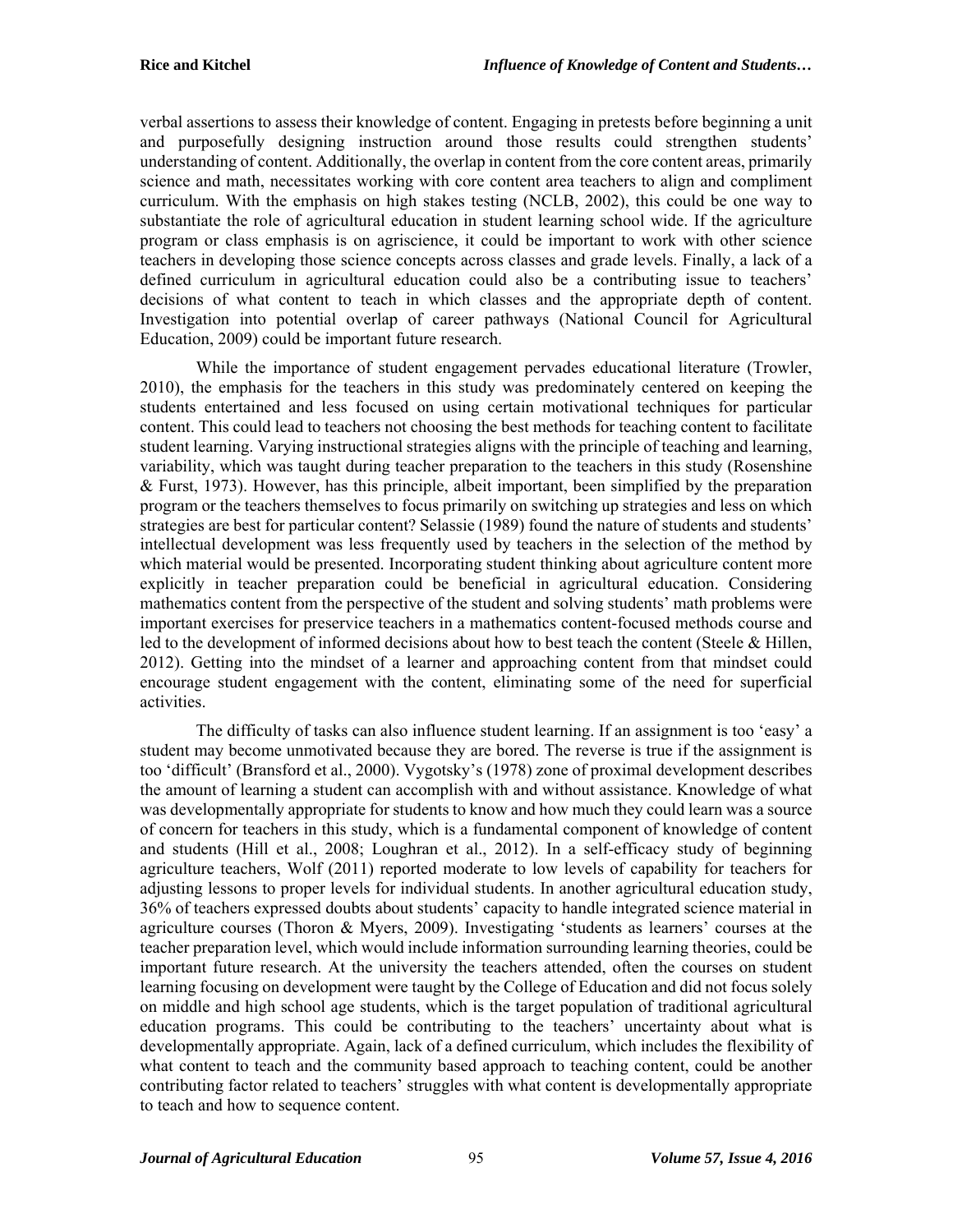verbal assertions to assess their knowledge of content. Engaging in pretests before beginning a unit and purposefully designing instruction around those results could strengthen students' understanding of content. Additionally, the overlap in content from the core content areas, primarily science and math, necessitates working with core content area teachers to align and compliment curriculum. With the emphasis on high stakes testing (NCLB, 2002), this could be one way to substantiate the role of agricultural education in student learning school wide. If the agriculture program or class emphasis is on agriscience, it could be important to work with other science teachers in developing those science concepts across classes and grade levels. Finally, a lack of a defined curriculum in agricultural education could also be a contributing issue to teachers' decisions of what content to teach in which classes and the appropriate depth of content. Investigation into potential overlap of career pathways (National Council for Agricultural Education, 2009) could be important future research.

While the importance of student engagement pervades educational literature (Trowler, 2010), the emphasis for the teachers in this study was predominately centered on keeping the students entertained and less focused on using certain motivational techniques for particular content. This could lead to teachers not choosing the best methods for teaching content to facilitate student learning. Varying instructional strategies aligns with the principle of teaching and learning, variability, which was taught during teacher preparation to the teachers in this study (Rosenshine & Furst, 1973). However, has this principle, albeit important, been simplified by the preparation program or the teachers themselves to focus primarily on switching up strategies and less on which strategies are best for particular content? Selassie (1989) found the nature of students and students' intellectual development was less frequently used by teachers in the selection of the method by which material would be presented. Incorporating student thinking about agriculture content more explicitly in teacher preparation could be beneficial in agricultural education. Considering mathematics content from the perspective of the student and solving students' math problems were important exercises for preservice teachers in a mathematics content-focused methods course and led to the development of informed decisions about how to best teach the content (Steele & Hillen, 2012). Getting into the mindset of a learner and approaching content from that mindset could encourage student engagement with the content, eliminating some of the need for superficial activities.

The difficulty of tasks can also influence student learning. If an assignment is too 'easy' a student may become unmotivated because they are bored. The reverse is true if the assignment is too 'difficult' (Bransford et al., 2000). Vygotsky's (1978) zone of proximal development describes the amount of learning a student can accomplish with and without assistance. Knowledge of what was developmentally appropriate for students to know and how much they could learn was a source of concern for teachers in this study, which is a fundamental component of knowledge of content and students (Hill et al., 2008; Loughran et al., 2012). In a self-efficacy study of beginning agriculture teachers, Wolf (2011) reported moderate to low levels of capability for teachers for adjusting lessons to proper levels for individual students. In another agricultural education study, 36% of teachers expressed doubts about students' capacity to handle integrated science material in agriculture courses (Thoron & Myers, 2009). Investigating 'students as learners' courses at the teacher preparation level, which would include information surrounding learning theories, could be important future research. At the university the teachers attended, often the courses on student learning focusing on development were taught by the College of Education and did not focus solely on middle and high school age students, which is the target population of traditional agricultural education programs. This could be contributing to the teachers' uncertainty about what is developmentally appropriate. Again, lack of a defined curriculum, which includes the flexibility of what content to teach and the community based approach to teaching content, could be another contributing factor related to teachers' struggles with what content is developmentally appropriate to teach and how to sequence content.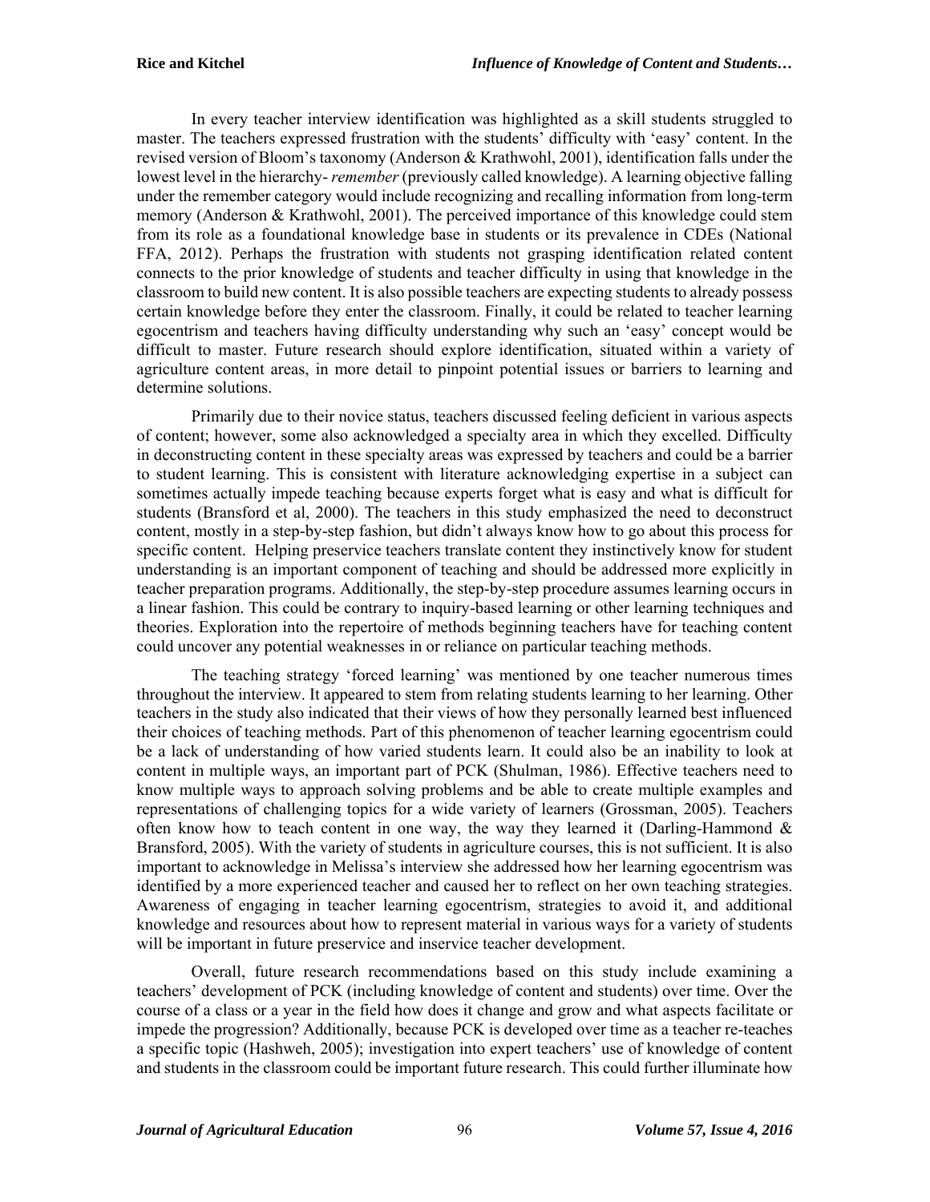In every teacher interview identification was highlighted as a skill students struggled to master. The teachers expressed frustration with the students' difficulty with 'easy' content. In the revised version of Bloom's taxonomy (Anderson & Krathwohl, 2001), identification falls under the lowest level in the hierarchy- *remember* (previously called knowledge). A learning objective falling under the remember category would include recognizing and recalling information from long-term memory (Anderson & Krathwohl, 2001). The perceived importance of this knowledge could stem from its role as a foundational knowledge base in students or its prevalence in CDEs (National FFA, 2012). Perhaps the frustration with students not grasping identification related content connects to the prior knowledge of students and teacher difficulty in using that knowledge in the classroom to build new content. It is also possible teachers are expecting students to already possess certain knowledge before they enter the classroom. Finally, it could be related to teacher learning egocentrism and teachers having difficulty understanding why such an 'easy' concept would be difficult to master. Future research should explore identification, situated within a variety of agriculture content areas, in more detail to pinpoint potential issues or barriers to learning and determine solutions.

Primarily due to their novice status, teachers discussed feeling deficient in various aspects of content; however, some also acknowledged a specialty area in which they excelled. Difficulty in deconstructing content in these specialty areas was expressed by teachers and could be a barrier to student learning. This is consistent with literature acknowledging expertise in a subject can sometimes actually impede teaching because experts forget what is easy and what is difficult for students (Bransford et al, 2000). The teachers in this study emphasized the need to deconstruct content, mostly in a step-by-step fashion, but didn't always know how to go about this process for specific content. Helping preservice teachers translate content they instinctively know for student understanding is an important component of teaching and should be addressed more explicitly in teacher preparation programs. Additionally, the step-by-step procedure assumes learning occurs in a linear fashion. This could be contrary to inquiry-based learning or other learning techniques and theories. Exploration into the repertoire of methods beginning teachers have for teaching content could uncover any potential weaknesses in or reliance on particular teaching methods.

The teaching strategy 'forced learning' was mentioned by one teacher numerous times throughout the interview. It appeared to stem from relating students learning to her learning. Other teachers in the study also indicated that their views of how they personally learned best influenced their choices of teaching methods. Part of this phenomenon of teacher learning egocentrism could be a lack of understanding of how varied students learn. It could also be an inability to look at content in multiple ways, an important part of PCK (Shulman, 1986). Effective teachers need to know multiple ways to approach solving problems and be able to create multiple examples and representations of challenging topics for a wide variety of learners (Grossman, 2005). Teachers often know how to teach content in one way, the way they learned it (Darling-Hammond & Bransford, 2005). With the variety of students in agriculture courses, this is not sufficient. It is also important to acknowledge in Melissa's interview she addressed how her learning egocentrism was identified by a more experienced teacher and caused her to reflect on her own teaching strategies. Awareness of engaging in teacher learning egocentrism, strategies to avoid it, and additional knowledge and resources about how to represent material in various ways for a variety of students will be important in future preservice and inservice teacher development.

Overall, future research recommendations based on this study include examining a teachers' development of PCK (including knowledge of content and students) over time. Over the course of a class or a year in the field how does it change and grow and what aspects facilitate or impede the progression? Additionally, because PCK is developed over time as a teacher re-teaches a specific topic (Hashweh, 2005); investigation into expert teachers' use of knowledge of content and students in the classroom could be important future research. This could further illuminate how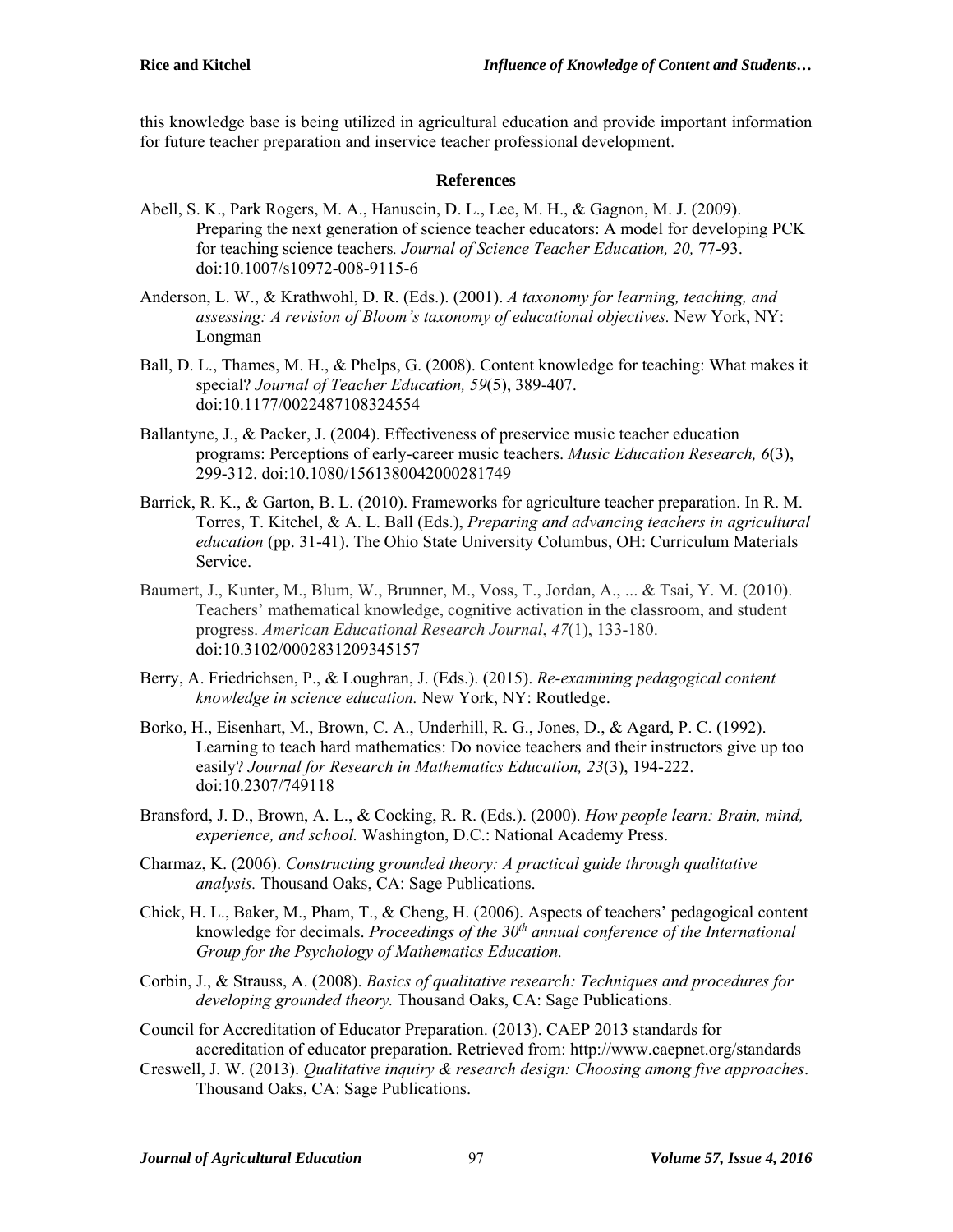this knowledge base is being utilized in agricultural education and provide important information for future teacher preparation and inservice teacher professional development.

## References

Abell, S. K., Park Rogers, M. A., Hanuscin, D. L., Lee, M. H., & Gagnon, M. J. (2009). Preparing the next generation of science teacher educators: A model for developing PCK for teaching science teachers*. Journal of Science Teacher Education, 20,* 77-93. doi:10.1007/s10972-008-9115-6

Anderson, L. W., & Krathwohl, D. R. (Eds.). (2001). *A taxonomy for learning, teaching, and assessing: A revision of Bloom's taxonomy of educational objectives.* New York, NY: Longman

Ball, D. L., Thames, M. H., & Phelps, G. (2008). Content knowledge for teaching: What makes it special? *Journal of Teacher Education, 59*(5), 389-407. doi:10.1177/0022487108324554

Ballantyne, J., & Packer, J. (2004). Effectiveness of preservice music teacher education programs: Perceptions of early-career music teachers. *Music Education Research, 6*(3), 299-312. doi:10.1080/1561380042000281749

Barrick, R. K., & Garton, B. L. (2010). Frameworks for agriculture teacher preparation. In R. M. Torres, T. Kitchel, & A. L. Ball (Eds.), *Preparing and advancing teachers in agricultural education* (pp. 31-41). The Ohio State University Columbus, OH: Curriculum Materials Service.

Baumert, J., Kunter, M., Blum, W., Brunner, M., Voss, T., Jordan, A., ... & Tsai, Y. M. (2010). Teachers' mathematical knowledge, cognitive activation in the classroom, and student progress. *American Educational Research Journal*, *47*(1), 133-180. doi:10.3102/0002831209345157

Berry, A. Friedrichsen, P., & Loughran, J. (Eds.). (2015). *Re-examining pedagogical content knowledge in science education.* New York, NY: Routledge.

Borko, H., Eisenhart, M., Brown, C. A., Underhill, R. G., Jones, D., & Agard, P. C. (1992). Learning to teach hard mathematics: Do novice teachers and their instructors give up too easily? *Journal for Research in Mathematics Education, 23*(3), 194-222. doi:10.2307/749118

Bransford, J. D., Brown, A. L., & Cocking, R. R. (Eds.). (2000). *How people learn: Brain, mind, experience, and school.* Washington, D.C.: National Academy Press.

Charmaz, K. (2006). *Constructing grounded theory: A practical guide through qualitative analysis.* Thousand Oaks, CA: Sage Publications.

Chick, H. L., Baker, M., Pham, T., & Cheng, H. (2006). Aspects of teachers' pedagogical content knowledge for decimals. *Proceedings of the 30th annual conference of the International Group for the Psychology of Mathematics Education.*

Corbin, J., & Strauss, A. (2008). *Basics of qualitative research: Techniques and procedures for developing grounded theory.* Thousand Oaks, CA: Sage Publications.

Council for Accreditation of Educator Preparation. (2013). CAEP 2013 standards for accreditation of educator preparation. Retrieved from: http://www.caepnet.org/standards

Creswell, J. W. (2013). *Qualitative inquiry & research design: Choosing among five approaches*. Thousand Oaks, CA: Sage Publications.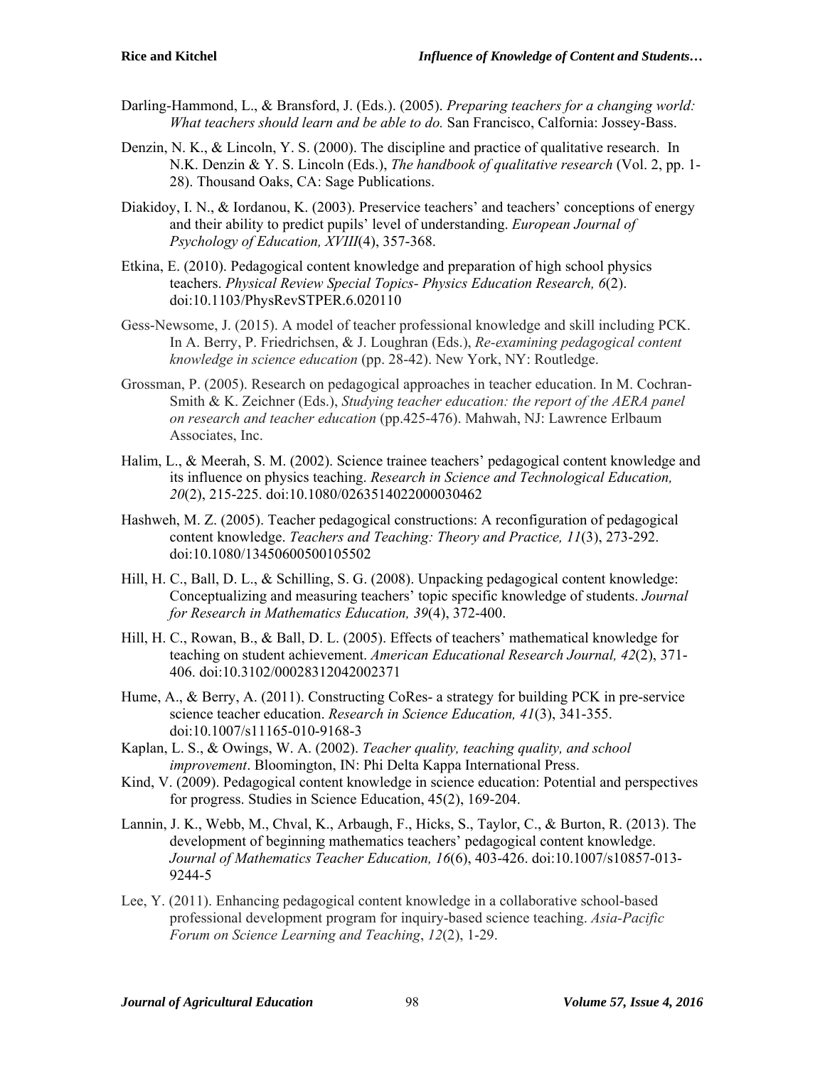Darling-Hammond, L., & Bransford, J. (Eds.). (2005). *Preparing teachers for a changing world: What teachers should learn and be able to do.* San Francisco, Calfornia: Jossey-Bass.

Denzin, N. K., & Lincoln, Y. S. (2000). The discipline and practice of qualitative research. In N.K. Denzin & Y. S. Lincoln (Eds.), *The handbook of qualitative research* (Vol. 2, pp. 1-28). Thousand Oaks, CA: Sage Publications.

Diakidoy, I. N., & Iordanou, K. (2003). Preservice teachers' and teachers' conceptions of energy and their ability to predict pupils' level of understanding. *European Journal of Psychology of Education, XVIII*(4), 357-368.

Etkina, E. (2010). Pedagogical content knowledge and preparation of high school physics teachers. *Physical Review Special Topics- Physics Education Research, 6*(2). doi:10.1103/PhysRevSTPER.6.020110

Gess-Newsome, J. (2015). A model of teacher professional knowledge and skill including PCK. In A. Berry, P. Friedrichsen, & J. Loughran (Eds.), *Re-examining pedagogical content knowledge in science education* (pp. 28-42). New York, NY: Routledge.

Grossman, P. (2005). Research on pedagogical approaches in teacher education. In M. Cochran-Smith & K. Zeichner (Eds.), *Studying teacher education: the report of the AERA panel on research and teacher education* (pp.425-476). Mahwah, NJ: Lawrence Erlbaum Associates, Inc.

Halim, L., & Meerah, S. M. (2002). Science trainee teachers' pedagogical content knowledge and its influence on physics teaching. *Research in Science and Technological Education, 20*(2), 215-225. doi:10.1080/0263514022000030462

Hashweh, M. Z. (2005). Teacher pedagogical constructions: A reconfiguration of pedagogical content knowledge. *Teachers and Teaching: Theory and Practice, 11*(3), 273-292. doi:10.1080/13450600500105502

Hill, H. C., Ball, D. L., & Schilling, S. G. (2008). Unpacking pedagogical content knowledge: Conceptualizing and measuring teachers' topic specific knowledge of students. *Journal for Research in Mathematics Education, 39*(4), 372-400.

Hill, H. C., Rowan, B., & Ball, D. L. (2005). Effects of teachers' mathematical knowledge for teaching on student achievement. *American Educational Research Journal, 42*(2), 371-406. doi:10.3102/00028312042002371

Hume, A., & Berry, A. (2011). Constructing CoRes- a strategy for building PCK in pre-service science teacher education. *Research in Science Education, 41*(3), 341-355. doi:10.1007/s11165-010-9168-3

Kaplan, L. S., & Owings, W. A. (2002). *Teacher quality, teaching quality, and school improvement*. Bloomington, IN: Phi Delta Kappa International Press.

Kind, V. (2009). Pedagogical content knowledge in science education: Potential and perspectives for progress. Studies in Science Education, 45(2), 169-204.

Lannin, J. K., Webb, M., Chval, K., Arbaugh, F., Hicks, S., Taylor, C., & Burton, R. (2013). The development of beginning mathematics teachers' pedagogical content knowledge. *Journal of Mathematics Teacher Education, 16*(6), 403-426. doi:10.1007/s10857-013-9244-5

Lee, Y. (2011). Enhancing pedagogical content knowledge in a collaborative school-based professional development program for inquiry-based science teaching. *Asia-Pacific Forum on Science Learning and Teaching*, *12*(2), 1-29.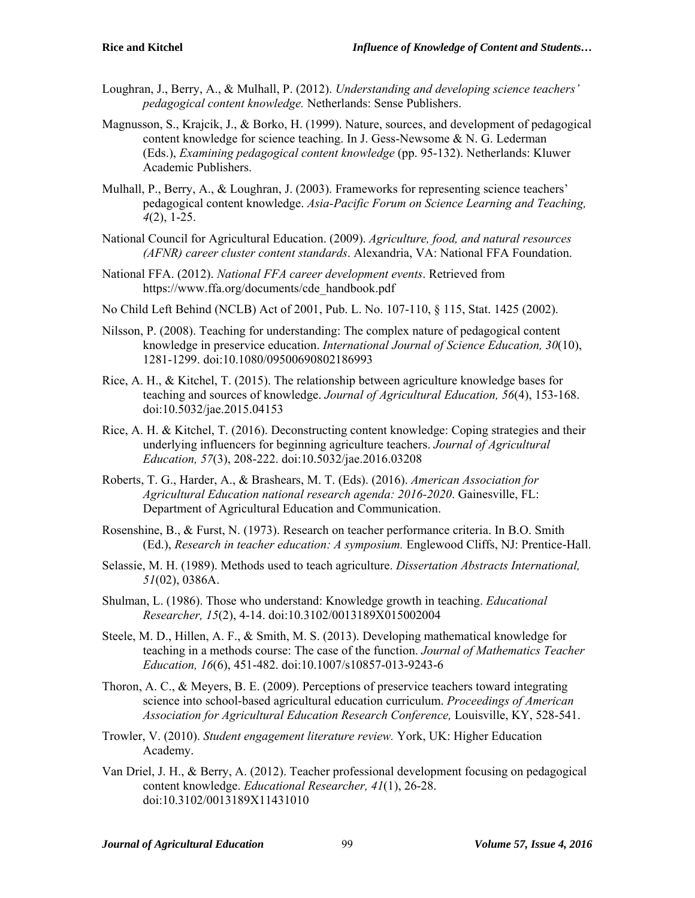Loughran, J., Berry, A., & Mulhall, P. (2012). *Understanding and developing science teachers' pedagogical content knowledge.* Netherlands: Sense Publishers.

Magnusson, S., Krajcik, J., & Borko, H. (1999). Nature, sources, and development of pedagogical content knowledge for science teaching. In J. Gess-Newsome & N. G. Lederman (Eds.), *Examining pedagogical content knowledge* (pp. 95-132). Netherlands: Kluwer Academic Publishers.

Mulhall, P., Berry, A., & Loughran, J. (2003). Frameworks for representing science teachers' pedagogical content knowledge. *Asia-Pacific Forum on Science Learning and Teaching, 4*(2), 1-25.

National Council for Agricultural Education. (2009). *Agriculture, food, and natural resources (AFNR) career cluster content standards*. Alexandria, VA: National FFA Foundation.

National FFA. (2012). *National FFA career development events*. Retrieved from https://www.ffa.org/documents/cde_handbook.pdf

No Child Left Behind (NCLB) Act of 2001, Pub. L. No. 107-110, § 115, Stat. 1425 (2002).

Nilsson, P. (2008). Teaching for understanding: The complex nature of pedagogical content knowledge in preservice education. *International Journal of Science Education, 30*(10), 1281-1299. doi:10.1080/09500690802186993

Rice, A. H., & Kitchel, T. (2015). The relationship between agriculture knowledge bases for teaching and sources of knowledge. *Journal of Agricultural Education, 56*(4), 153-168. doi:10.5032/jae.2015.04153

Rice, A. H. & Kitchel, T. (2016). Deconstructing content knowledge: Coping strategies and their underlying influencers for beginning agriculture teachers. *Journal of Agricultural Education, 57*(3), 208-222. doi:10.5032/jae.2016.03208

Roberts, T. G., Harder, A., & Brashears, M. T. (Eds). (2016). *American Association for Agricultural Education national research agenda: 2016-2020*. Gainesville, FL: Department of Agricultural Education and Communication.

Rosenshine, B., & Furst, N. (1973). Research on teacher performance criteria. In B.O. Smith (Ed.), *Research in teacher education: A symposium.* Englewood Cliffs, NJ: Prentice-Hall.

Selassie, M. H. (1989). Methods used to teach agriculture. *Dissertation Abstracts International, 51*(02), 0386A.

Shulman, L. (1986). Those who understand: Knowledge growth in teaching. *Educational Researcher, 15*(2), 4-14. doi:10.3102/0013189X015002004

Steele, M. D., Hillen, A. F., & Smith, M. S. (2013). Developing mathematical knowledge for teaching in a methods course: The case of the function. *Journal of Mathematics Teacher Education, 16*(6), 451-482. doi:10.1007/s10857-013-9243-6

Thoron, A. C., & Meyers, B. E. (2009). Perceptions of preservice teachers toward integrating science into school-based agricultural education curriculum. *Proceedings of American Association for Agricultural Education Research Conference,* Louisville, KY, 528-541.

Trowler, V. (2010). *Student engagement literature review.* York, UK: Higher Education Academy.

Van Driel, J. H., & Berry, A. (2012). Teacher professional development focusing on pedagogical content knowledge. *Educational Researcher, 41*(1), 26-28. doi:10.3102/0013189X11431010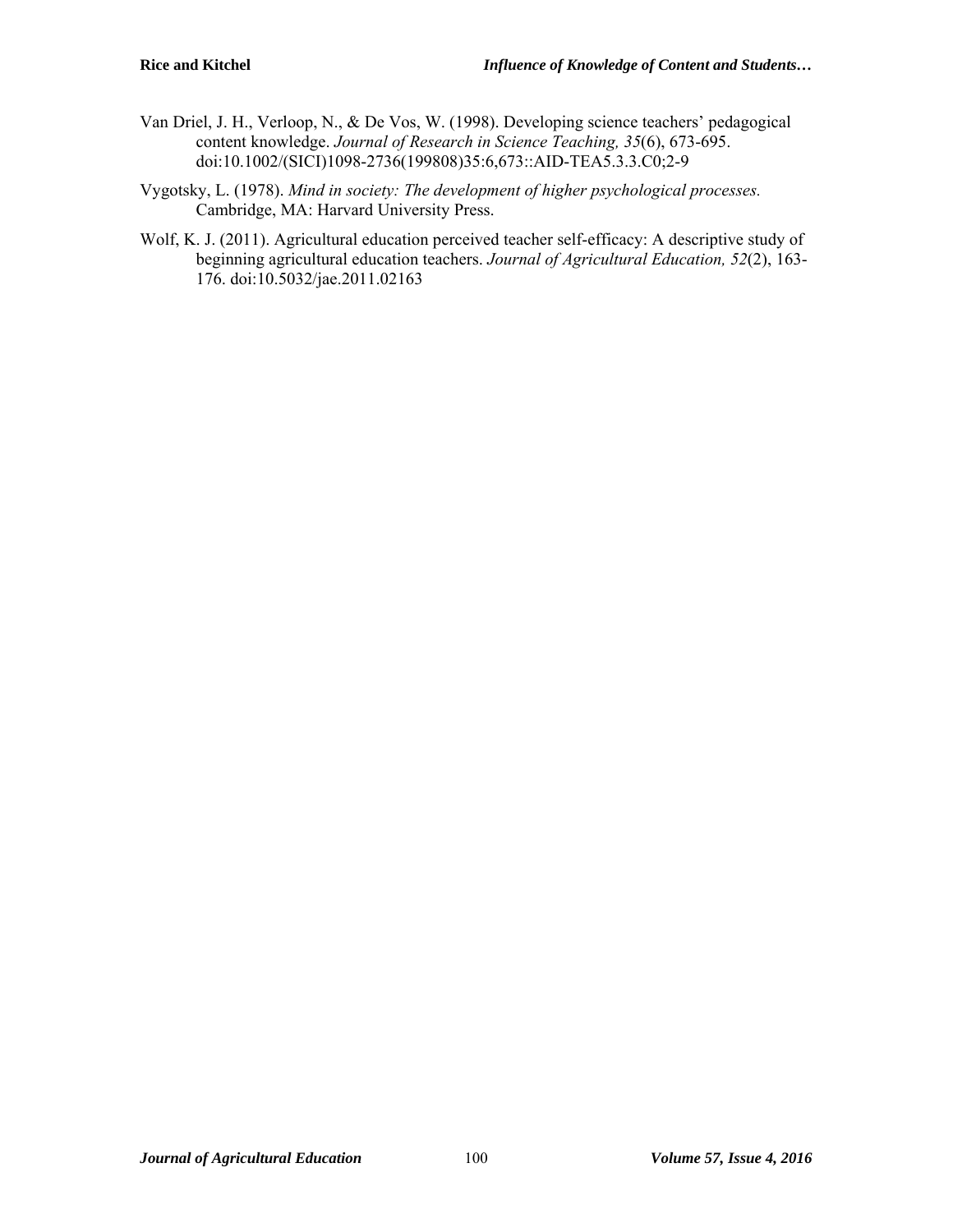Van Driel, J. H., Verloop, N., & De Vos, W. (1998). Developing science teachers' pedagogical content knowledge. *Journal of Research in Science Teaching, 35*(6), 673-695. doi:10.1002/(SICI)1098-2736(199808)35:6,673::AID-TEA5.3.3.C0;2-9

Vygotsky, L. (1978). *Mind in society: The development of higher psychological processes.* Cambridge, MA: Harvard University Press.

Wolf, K. J. (2011). Agricultural education perceived teacher self-efficacy: A descriptive study of beginning agricultural education teachers. *Journal of Agricultural Education, 52*(2), 163-176. doi:10.5032/jae.2011.02163